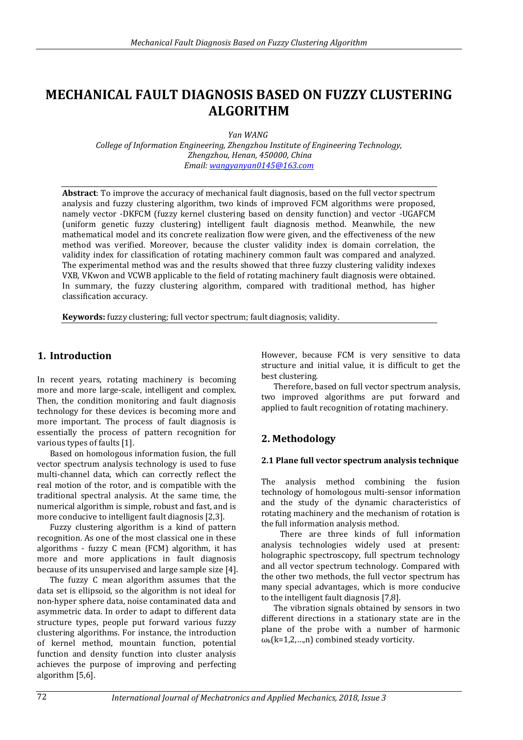# MECHANICAL FAULT DIAGNOSIS BASED ON FUZZY CLUSTERING ALGORITHM

*Yan WANG*

*College of Information Engineering, Zhengzhou Institute of Engineering Technology, Zhengzhou, Henan, 450000, China*

*Email: wangyanyan0145@163.com*

**Abstract**: To improve the accuracy of mechanical fault diagnosis, based on the full vector spectrum analysis and fuzzy clustering algorithm, two kinds of improved FCM algorithms were proposed, namely vector -DKFCM (fuzzy kernel clustering based on density function) and vector -UGAFCM (uniform genetic fuzzy clustering) intelligent fault diagnosis method. Meanwhile, the new mathematical model and its concrete realization flow were given, and the effectiveness of the new method was verified. Moreover, because the cluster validity index is domain correlation, the validity index for classification of rotating machinery common fault was compared and analyzed. The experimental method was and the results showed that three fuzzy clustering validity indexes VXB, VKwon and VCWB applicable to the field of rotating machinery fault diagnosis were obtained. In summary, the fuzzy clustering algorithm, compared with traditional method, has higher classification accuracy.

**Keywords:** fuzzy clustering; full vector spectrum; fault diagnosis; validity.

## 1. Introduction

In recent years, rotating machinery is becoming more and more large-scale, intelligent and complex. Then, the condition monitoring and fault diagnosis technology for these devices is becoming more and more important. The process of fault diagnosis is essentially the process of pattern recognition for various types of faults [1].

Based on homologous information fusion, the full vector spectrum analysis technology is used to fuse multi-channel data, which can correctly reflect the real motion of the rotor, and is compatible with the traditional spectral analysis. At the same time, the numerical algorithm is simple, robust and fast, and is more conducive to intelligent fault diagnosis [2,3].

Fuzzy clustering algorithm is a kind of pattern recognition. As one of the most classical one in these algorithms - fuzzy C mean (FCM) algorithm, it has more and more applications in fault diagnosis because of its unsupervised and large sample size [4].

The fuzzy C mean algorithm assumes that the data set is ellipsoid, so the algorithm is not ideal for non-hyper sphere data, noise contaminated data and asymmetric data. In order to adapt to different data structure types, people put forward various fuzzy clustering algorithms. For instance, the introduction of kernel method, mountain function, potential function and density function into cluster analysis achieves the purpose of improving and perfecting algorithm [5,6]. However, because FCM is very sensitive to data structure and initial value, it is difficult to get the best clustering.

Therefore, based on full vector spectrum analysis, two improved algorithms are put forward and applied to fault recognition of rotating machinery.

## 2. Methodology

### 2.1 Plane full vector spectrum analysis technique

The analysis method combining the fusion technology of homologous multi-sensor information and the study of the dynamic characteristics of rotating machinery and the mechanism of rotation is the full information analysis method.

There are three kinds of full information analysis technologies widely used at present: holographic spectroscopy, full spectrum technology and all vector spectrum technology. Compared with the other two methods, the full vector spectrum has many special advantages, which is more conducive to the intelligent fault diagnosis [7,8].

The vibration signals obtained by sensors in two different directions in a stationary state are in the plane of the probe with a number of harmonic $\omega_k(k=1,2,\ldots,n)$ combined steady vorticity.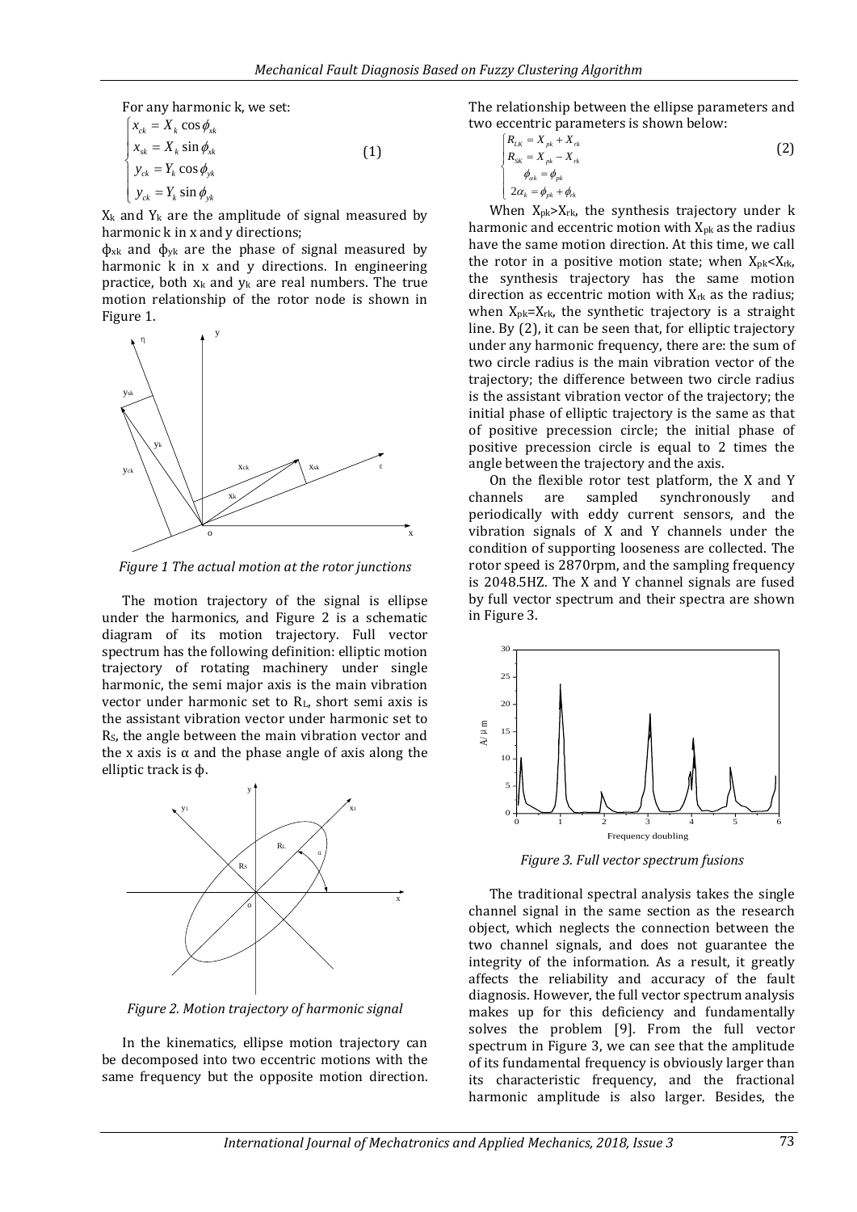For any harmonic k, we set:

$$\begin{cases} x_{ck} = X_k \cos\phi_{xk} \\ x_{sk} = X_k \sin\phi_{xk} \\ y_{ck} = Y_k \cos\phi_{yk} \\ y_{ck} = Y_k \sin\phi_{yk} \end{cases} \tag{1}$$

$X_k$ and $Y_k$ are the amplitude of signal measured by harmonic k in x and y directions;

$\phi_{xk}$ and $\phi_{yk}$ are the phase of signal measured by harmonic k in x and y directions. In engineering practice, both $x_k$ and $y_k$ are real numbers. The true motion relationship of the rotor node is shown in Figure 1.

*Figure 1 The actual motion at the rotor junctions*

The motion trajectory of the signal is ellipse under the harmonics, and Figure 2 is a schematic diagram of its motion trajectory. Full vector spectrum has the following definition: elliptic motion trajectory of rotating machinery under single harmonic, the semi major axis is the main vibration vector under harmonic set to $R_L$, short semi axis is the assistant vibration vector under harmonic set to $R_S$, the angle between the main vibration vector and the x axis is α and the phase angle of axis along the elliptic track is ϕ.

*Figure 2. Motion trajectory of harmonic signal*

In the kinematics, ellipse motion trajectory can be decomposed into two eccentric motions with the same frequency but the opposite motion direction. The relationship between the ellipse parameters and two eccentric parameters is shown below:

$$\begin{cases} R_{LK} = X_{pk} + X_{rk} \\ R_{SK} = X_{pk} - X_{rk} \\ \phi_{ak} = \phi_{pk} \\ 2\alpha_k = \phi_{pk} + \phi_{rk} \end{cases} \tag{2}$$

When $X_{pk} > X_{rk}$, the synthesis trajectory under k harmonic and eccentric motion with $X_{pk}$ as the radius have the same motion direction. At this time, we call the rotor in a positive motion state; when $X_{pk} < X_{rk}$, the synthesis trajectory has the same motion direction as eccentric motion with $X_{rk}$ as the radius; when $X_{pk} = X_{rk}$, the synthetic trajectory is a straight line. By (2), it can be seen that, for elliptic trajectory under any harmonic frequency, there are: the sum of two circle radius is the main vibration vector of the trajectory; the difference between two circle radius is the assistant vibration vector of the trajectory; the initial phase of elliptic trajectory is the same as that of positive precession circle; the initial phase of positive precession circle is equal to 2 times the angle between the trajectory and the axis.

On the flexible rotor test platform, the X and Y channels are sampled synchronously and periodically with eddy current sensors, and the vibration signals of X and Y channels under the condition of supporting looseness are collected. The rotor speed is 2870rpm, and the sampling frequency is 2048.5HZ. The X and Y channel signals are fused by full vector spectrum and their spectra are shown in Figure 3.

*Figure 3. Full vector spectrum fusions*

The traditional spectral analysis takes the single channel signal in the same section as the research object, which neglects the connection between the two channel signals, and does not guarantee the integrity of the information. As a result, it greatly affects the reliability and accuracy of the fault diagnosis. However, the full vector spectrum analysis makes up for this deficiency and fundamentally solves the problem [9]. From the full vector spectrum in Figure 3, we can see that the amplitude of its fundamental frequency is obviously larger than its characteristic frequency, and the fractional harmonic amplitude is also larger. Besides, the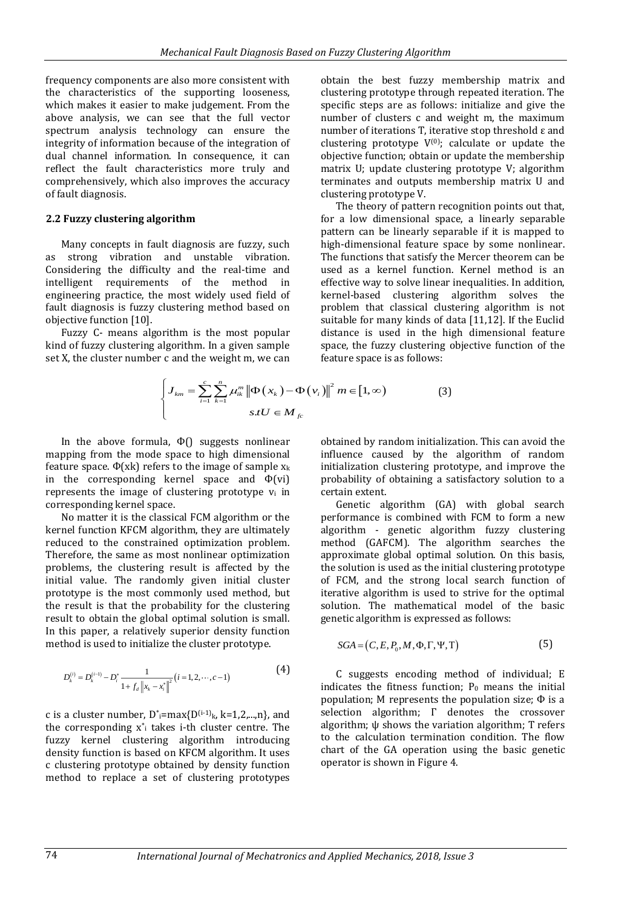frequency components are also more consistent with the characteristics of the supporting looseness, which makes it easier to make judgement. From the above analysis, we can see that the full vector spectrum analysis technology can ensure the integrity of information because of the integration of dual channel information. In consequence, it can reflect the fault characteristics more truly and comprehensively, which also improves the accuracy of fault diagnosis.

### 2.2 Fuzzy clustering algorithm

Many concepts in fault diagnosis are fuzzy, such as strong vibration and unstable vibration. Considering the difficulty and the real-time and intelligent requirements of the method in engineering practice, the most widely used field of fault diagnosis is fuzzy clustering method based on objective function [10].

Fuzzy C- means algorithm is the most popular kind of fuzzy clustering algorithm. In a given sample set X, the cluster number c and the weight m, we can obtain the best fuzzy membership matrix and clustering prototype through repeated iteration. The specific steps are as follows: initialize and give the number of clusters c and weight m, the maximum number of iterations T, iterative stop threshold ε and clustering prototype $V^{(0)}$; calculate or update the objective function; obtain or update the membership matrix U; update clustering prototype V; algorithm terminates and outputs membership matrix U and clustering prototype V.

The theory of pattern recognition points out that, for a low dimensional space, a linearly separable pattern can be linearly separable if it is mapped to high-dimensional feature space by some nonlinear. The functions that satisfy the Mercer theorem can be used as a kernel function. Kernel method is an effective way to solve linear inequalities. In addition, kernel-based clustering algorithm solves the problem that classical clustering algorithm is not suitable for many kinds of data [11,12]. If the Euclid distance is used in the high dimensional feature space, the fuzzy clustering objective function of the feature space is as follows:

$$\begin{cases} J_{km} = \sum_{i=1}^{c}\sum_{k=1}^{n} \mu_{ik}^{m} \left\| \Phi(x_k) - \Phi(v_i) \right\|^2 \; m \in [1, \infty) \\ s.t U \in M_{fc} \end{cases} \tag{3}$$

In the above formula, Φ() suggests nonlinear mapping from the mode space to high dimensional feature space. $\Phi(x_k)$ refers to the image of sample $x_k$ in the corresponding kernel space and $\Phi(v_i)$ represents the image of clustering prototype $v_i$ in corresponding kernel space.

No matter it is the classical FCM algorithm or the kernel function KFCM algorithm, they are ultimately reduced to the constrained optimization problem. Therefore, the same as most nonlinear optimization problems, the clustering result is affected by the initial value. The randomly given initial cluster prototype is the most commonly used method, but the result is that the probability for the clustering result to obtain the global optimal solution is small. In this paper, a relatively superior density function method is used to initialize the cluster prototype.

$$D_k^{(i)} = D_k^{(i-1)} - D_i^{*} \frac{1}{1 + f_d \left\| x_k - x_i^{*} \right\|^2} (i = 1, 2, \cdots, c-1) \tag{4}$$

c is a cluster number, $D^{*}_{i}=\max\{D^{(i-1)}_{k}, k=1,2,\ldots,n\}$, and the corresponding $x^{*}_{i}$ takes i-th cluster centre. The fuzzy kernel clustering algorithm introducing density function is based on KFCM algorithm. It uses c clustering prototype obtained by density function method to replace a set of clustering prototypes obtained by random initialization. This can avoid the influence caused by the algorithm of random initialization clustering prototype, and improve the probability of obtaining a satisfactory solution to a certain extent.

Genetic algorithm (GA) with global search performance is combined with FCM to form a new algorithm - genetic algorithm fuzzy clustering method (GAFCM). The algorithm searches the approximate global optimal solution. On this basis, the solution is used as the initial clustering prototype of FCM, and the strong local search function of iterative algorithm is used to strive for the optimal solution. The mathematical model of the basic genetic algorithm is expressed as follows:

$$SGA = (C, E, P_0, M, \Phi, \Gamma, \Psi, \mathrm{T}) \tag{5}$$

C suggests encoding method of individual; E indicates the fitness function; $P_0$ means the initial population; M represents the population size; Φ is a selection algorithm; Γ denotes the crossover algorithm; ψ shows the variation algorithm; T refers to the calculation termination condition. The flow chart of the GA operation using the basic genetic operator is shown in Figure 4.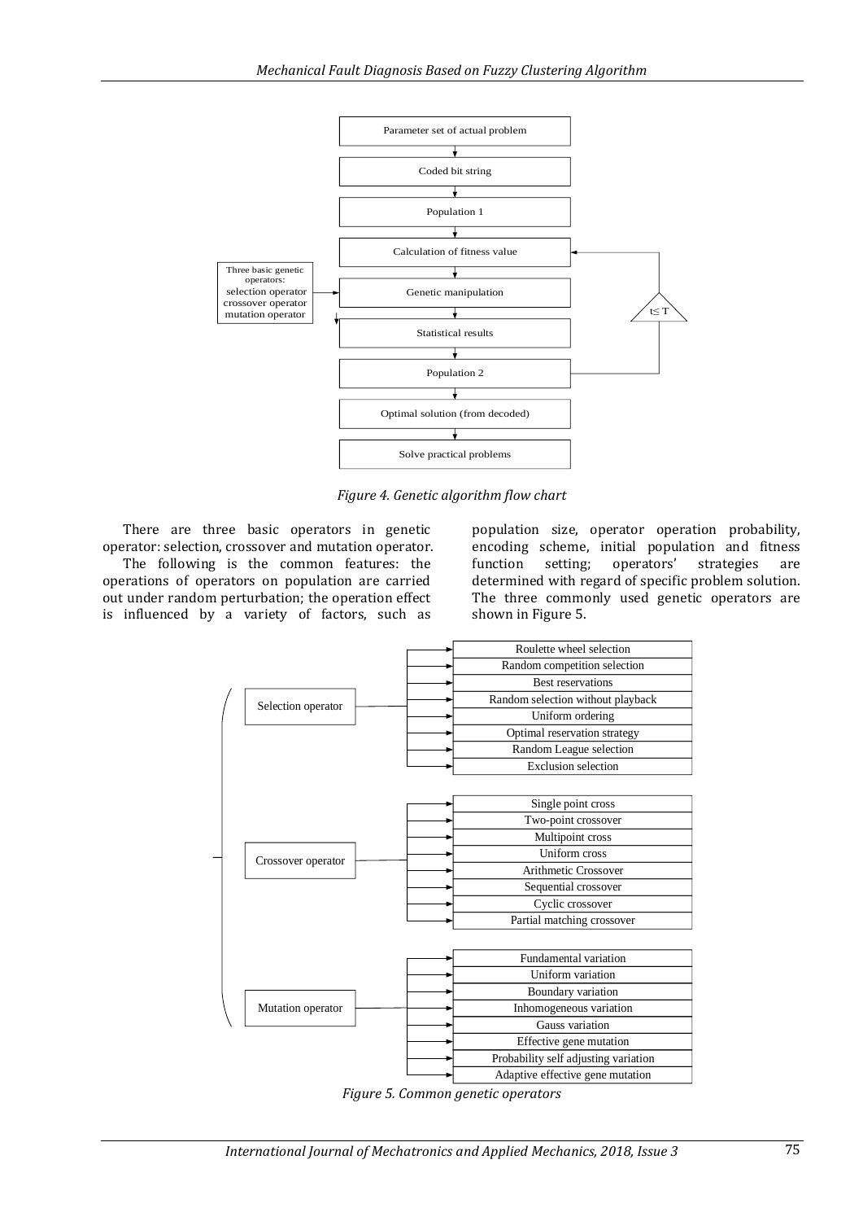Parameter set of actual problem → Coded bit string → Population 1 → Calculation of fitness value → Genetic manipulation → Statistical results → Population 2 → Optimal solution (from decoded) → Solve practical problems

Three basic genetic operators: selection operator, crossover operator, mutation operator

$t \leq T$

*Figure 4. Genetic algorithm flow chart*

There are three basic operators in genetic operator: selection, crossover and mutation operator.

The following is the common features: the operations of operators on population are carried out under random perturbation; the operation effect is influenced by a variety of factors, such as population size, operator operation probability, encoding scheme, initial population and fitness function setting; operators' strategies are determined with regard of specific problem solution. The three commonly used genetic operators are shown in Figure 5.

- Selection operator
  - Roulette wheel selection
  - Random competition selection
  - Best reservations
  - Random selection without playback
  - Uniform ordering
  - Optimal reservation strategy
  - Random League selection
  - Exclusion selection
- Crossover operator
  - Single point cross
  - Two-point crossover
  - Multipoint cross
  - Uniform cross
  - Arithmetic Crossover
  - Sequential crossover
  - Cyclic crossover
  - Partial matching crossover
- Mutation operator
  - Fundamental variation
  - Uniform variation
  - Boundary variation
  - Inhomogeneous variation
  - Gauss variation
  - Effective gene mutation
  - Probability self adjusting variation
  - Adaptive effective gene mutation

*Figure 5. Common genetic operators*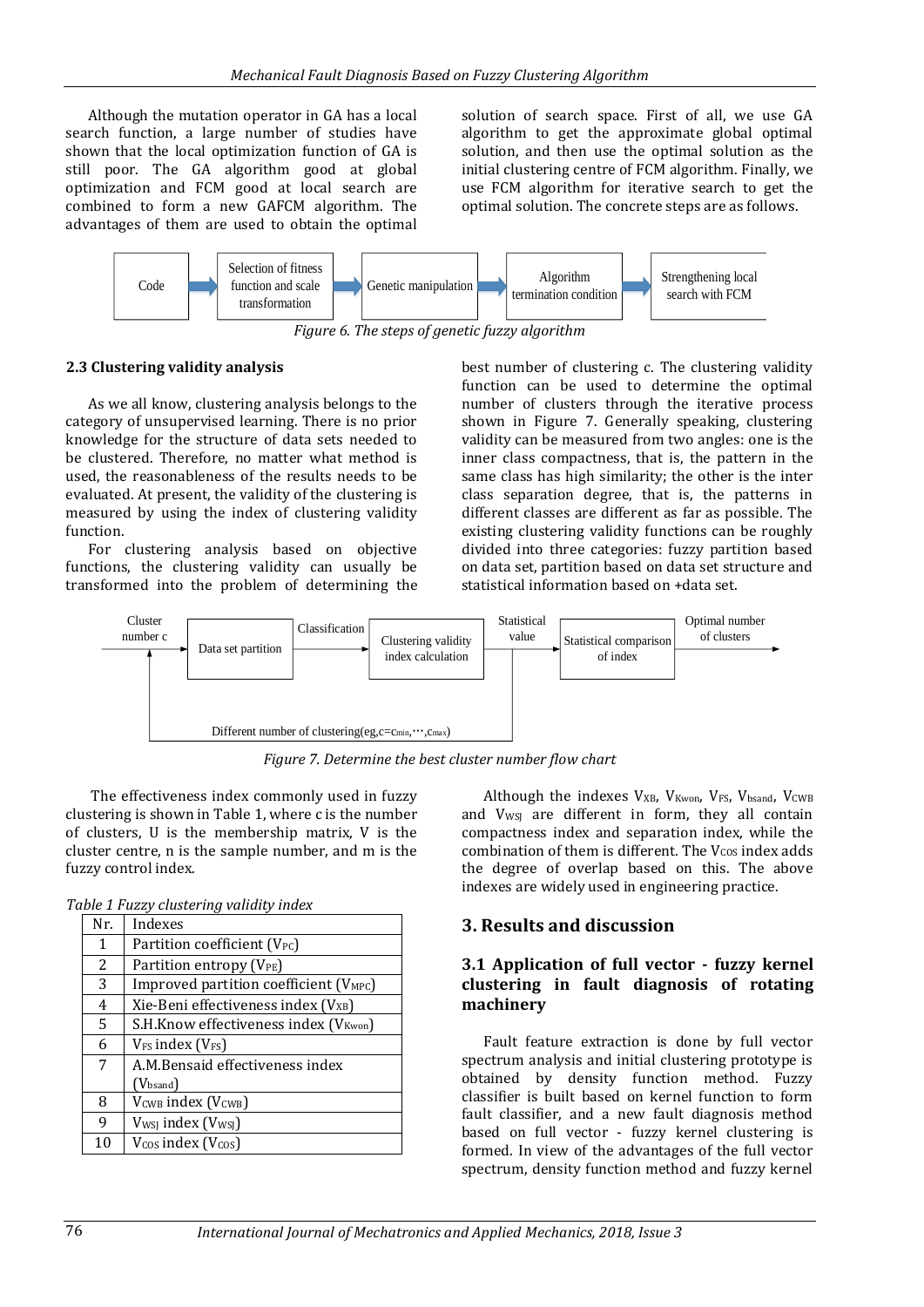Although the mutation operator in GA has a local search function, a large number of studies have shown that the local optimization function of GA is still poor. The GA algorithm good at global optimization and FCM good at local search are combined to form a new GAFCM algorithm. The advantages of them are used to obtain the optimal solution of search space. First of all, we use GA algorithm to get the approximate global optimal solution, and then use the optimal solution as the initial clustering centre of FCM algorithm. Finally, we use FCM algorithm for iterative search to get the optimal solution. The concrete steps are as follows.

Code → Selection of fitness function and scale transformation → Genetic manipulation → Algorithm termination condition → Strengthening local search with FCM

*Figure 6. The steps of genetic fuzzy algorithm*

### 2.3 Clustering validity analysis

As we all know, clustering analysis belongs to the category of unsupervised learning. There is no prior knowledge for the structure of data sets needed to be clustered. Therefore, no matter what method is used, the reasonableness of the results needs to be evaluated. At present, the validity of the clustering is measured by using the index of clustering validity function.

For clustering analysis based on objective functions, the clustering validity can usually be transformed into the problem of determining the best number of clustering c. The clustering validity function can be used to determine the optimal number of clusters through the iterative process shown in Figure 7. Generally speaking, clustering validity can be measured from two angles: one is the inner class compactness, that is, the pattern in the same class has high similarity; the other is the inter class separation degree, that is, the patterns in different classes are different as far as possible. The existing clustering validity functions can be roughly divided into three categories: fuzzy partition based on data set, partition based on data set structure and statistical information based on +data set.

Cluster number c → Data set partition → Classification → Clustering validity index calculation → Statistical value → Statistical comparison of index → Optimal number of clusters

Different number of clustering(eg,c=$c_{min}$,⋯,$c_{max}$)

*Figure 7. Determine the best cluster number flow chart*

The effectiveness index commonly used in fuzzy clustering is shown in Table 1, where c is the number of clusters, U is the membership matrix, V is the cluster centre, n is the sample number, and m is the fuzzy control index.

*Table 1 Fuzzy clustering validity index*

| Nr. | Indexes |
|---|---|
| 1 | Partition coefficient ($V_{PC}$) |
| 2 | Partition entropy ($V_{PE}$) |
| 3 | Improved partition coefficient ($V_{MPC}$) |
| 4 | Xie-Beni effectiveness index ($V_{XB}$) |
| 5 | S.H.Know effectiveness index ($V_{Kwon}$) |
| 6 | $V_{FS}$ index ($V_{FS}$) |
| 7 | A.M.Bensaid effectiveness index ($V_{bsand}$) |
| 8 | $V_{CWB}$ index ($V_{CWB}$) |
| 9 | $V_{WSJ}$ index ($V_{WSJ}$) |
| 10 | $V_{COS}$ index ($V_{COS}$) |

Although the indexes $V_{XB}$, $V_{Kwon}$, $V_{FS}$, $V_{bsand}$, $V_{CWB}$ and $V_{WSJ}$ are different in form, they all contain compactness index and separation index, while the combination of them is different. The $V_{Cos}$ index adds the degree of overlap based on this. The above indexes are widely used in engineering practice.

## 3. Results and discussion

### 3.1 Application of full vector - fuzzy kernel clustering in fault diagnosis of rotating machinery

Fault feature extraction is done by full vector spectrum analysis and initial clustering prototype is obtained by density function method. Fuzzy classifier is built based on kernel function to form fault classifier, and a new fault diagnosis method based on full vector - fuzzy kernel clustering is formed. In view of the advantages of the full vector spectrum, density function method and fuzzy kernel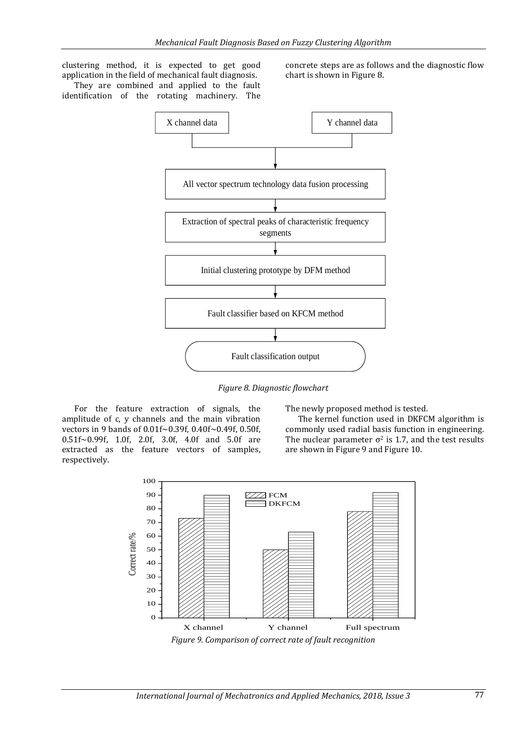clustering method, it is expected to get good application in the field of mechanical fault diagnosis.

They are combined and applied to the fault identification of the rotating machinery. The concrete steps are as follows and the diagnostic flow chart is shown in Figure 8.

*Figure 8. Diagnostic flowchart*

For the feature extraction of signals, the amplitude of c, y channels and the main vibration vectors in 9 bands of 0.01f~0.39f, 0.40f~0.49f, 0.50f, 0.51f~0.99f, 1.0f, 2.0f, 3.0f, 4.0f and 5.0f are extracted as the feature vectors of samples, respectively.

The newly proposed method is tested.

The kernel function used in DKFCM algorithm is commonly used radial basis function in engineering. The nuclear parameter $\sigma^2$ is 1.7, and the test results are shown in Figure 9 and Figure 10.

*Figure 9. Comparison of correct rate of fault recognition*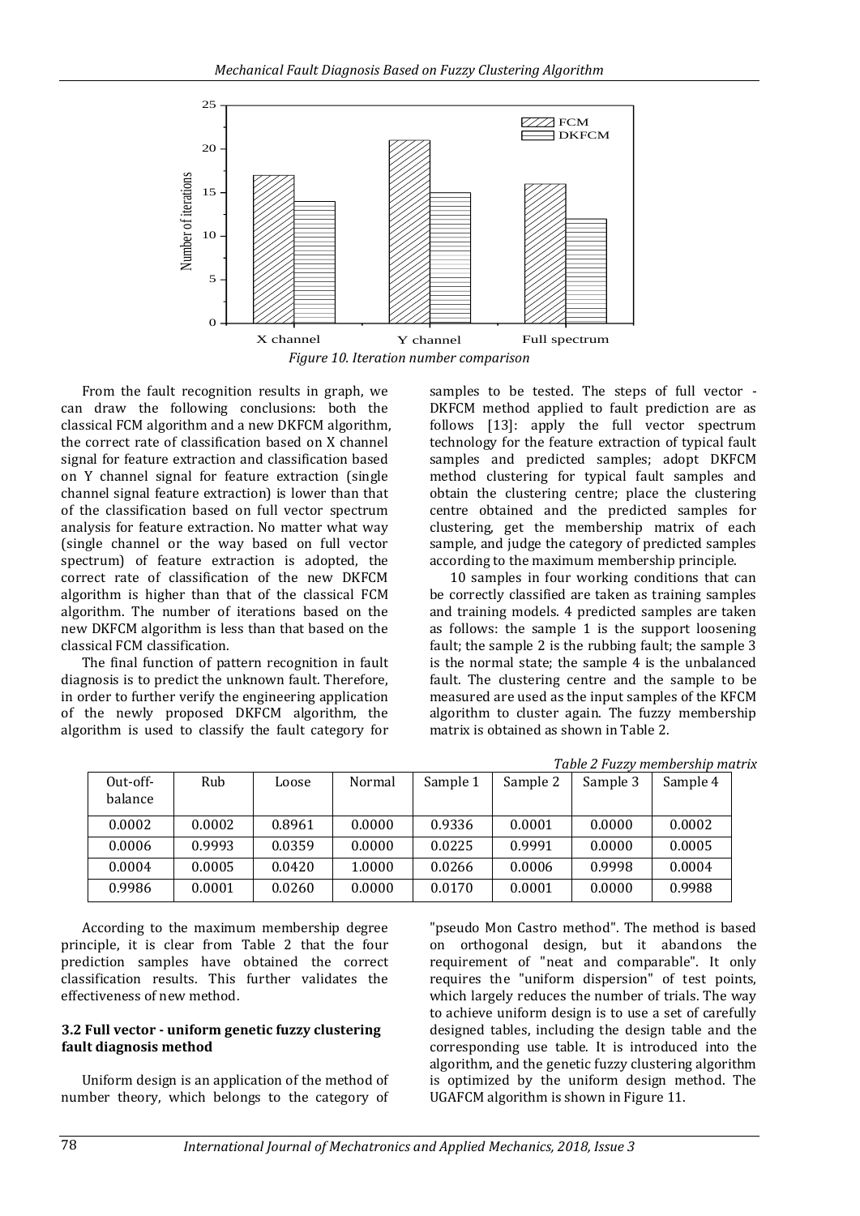Figure 10. Iteration number comparison

From the fault recognition results in graph, we can draw the following conclusions: both the classical FCM algorithm and a new DKFCM algorithm, the correct rate of classification based on X channel signal for feature extraction and classification based on Y channel signal for feature extraction (single channel signal feature extraction) is lower than that of the classification based on full vector spectrum analysis for feature extraction. No matter what way (single channel or the way based on full vector spectrum) of feature extraction is adopted, the correct rate of classification of the new DKFCM algorithm is higher than that of the classical FCM algorithm. The number of iterations based on the new DKFCM algorithm is less than that based on the classical FCM classification.

The final function of pattern recognition in fault diagnosis is to predict the unknown fault. Therefore, in order to further verify the engineering application of the newly proposed DKFCM algorithm, the algorithm is used to classify the fault category for samples to be tested. The steps of full vector - DKFCM method applied to fault prediction are as follows [13]: apply the full vector spectrum technology for the feature extraction of typical fault samples and predicted samples; adopt DKFCM method clustering for typical fault samples and obtain the clustering centre; place the clustering centre obtained and the predicted samples for clustering, get the membership matrix of each sample, and judge the category of predicted samples according to the maximum membership principle.

10 samples in four working conditions that can be correctly classified are taken as training samples and training models. 4 predicted samples are taken as follows: the sample 1 is the support loosening fault; the sample 2 is the rubbing fault; the sample 3 is the normal state; the sample 4 is the unbalanced fault. The clustering centre and the sample to be measured are used as the input samples of the KFCM algorithm to cluster again. The fuzzy membership matrix is obtained as shown in Table 2.

*Table 2 Fuzzy membership matrix*

| Out-off-balance | Rub | Loose | Normal | Sample 1 | Sample 2 | Sample 3 | Sample 4 |
|---|---|---|---|---|---|---|---|
| 0.0002 | 0.0002 | 0.8961 | 0.0000 | 0.9336 | 0.0001 | 0.0000 | 0.0002 |
| 0.0006 | 0.9993 | 0.0359 | 0.0000 | 0.0225 | 0.9991 | 0.0000 | 0.0005 |
| 0.0004 | 0.0005 | 0.0420 | 1.0000 | 0.0266 | 0.0006 | 0.9998 | 0.0004 |
| 0.9986 | 0.0001 | 0.0260 | 0.0000 | 0.0170 | 0.0001 | 0.0000 | 0.9988 |

According to the maximum membership degree principle, it is clear from Table 2 that the four prediction samples have obtained the correct classification results. This further validates the effectiveness of new method.

### 3.2 Full vector - uniform genetic fuzzy clustering fault diagnosis method

Uniform design is an application of the method of number theory, which belongs to the category of "pseudo Mon Castro method". The method is based on orthogonal design, but it abandons the requirement of "neat and comparable". It only requires the "uniform dispersion" of test points, which largely reduces the number of trials. The way to achieve uniform design is to use a set of carefully designed tables, including the design table and the corresponding use table. It is introduced into the algorithm, and the genetic fuzzy clustering algorithm is optimized by the uniform design method. The UGAFCM algorithm is shown in Figure 11.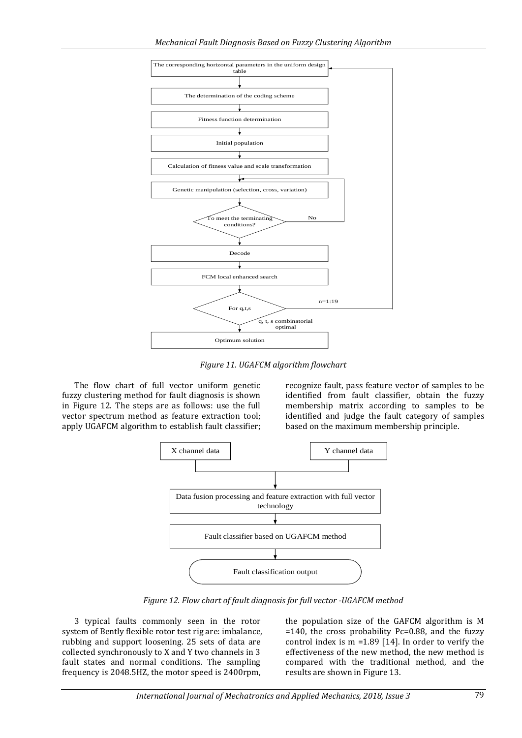Figure 11. UGAFCM algorithm flowchart

The flow chart of full vector uniform genetic fuzzy clustering method for fault diagnosis is shown in Figure 12. The steps are as follows: use the full vector spectrum method as feature extraction tool; apply UGAFCM algorithm to establish fault classifier; recognize fault, pass feature vector of samples to be identified from fault classifier, obtain the fuzzy membership matrix according to samples to be identified and judge the fault category of samples based on the maximum membership principle.

Figure 12. Flow chart of fault diagnosis for full vector -UGAFCM method

3 typical faults commonly seen in the rotor system of Bently flexible rotor test rig are: imbalance, rubbing and support loosening. 25 sets of data are collected synchronously to X and Y two channels in 3 fault states and normal conditions. The sampling frequency is 2048.5HZ, the motor speed is 2400rpm, the population size of the GAFCM algorithm is M =140, the cross probability Pc=0.88, and the fuzzy control index is m =1.89 [14]. In order to verify the effectiveness of the new method, the new method is compared with the traditional method, and the results are shown in Figure 13.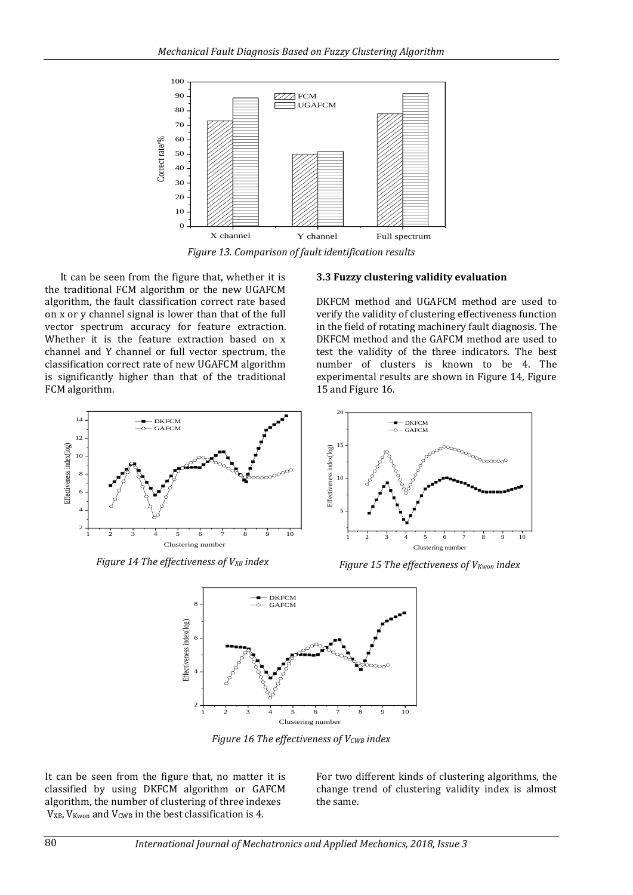*Figure 13. Comparison of fault identification results*

It can be seen from the figure that, whether it is the traditional FCM algorithm or the new UGAFCM algorithm, the fault classification correct rate based on x or y channel signal is lower than that of the full vector spectrum accuracy for feature extraction. Whether it is the feature extraction based on x channel and Y channel or full vector spectrum, the classification correct rate of new UGAFCM algorithm is significantly higher than that of the traditional FCM algorithm.

### 3.3 Fuzzy clustering validity evaluation

DKFCM method and UGAFCM method are used to verify the validity of clustering effectiveness function in the field of rotating machinery fault diagnosis. The DKFCM method and the GAFCM method are used to test the validity of the three indicators. The best number of clusters is known to be 4. The experimental results are shown in Figure 14, Figure 15 and Figure 16.

*Figure 14 The effectiveness of $V_{XB}$ index*

*Figure 15 The effectiveness of $V_{Kwon}$ index*

*Figure 16 The effectiveness of $V_{CWB}$ index*

It can be seen from the figure that, no matter it is classified by using DKFCM algorithm or GAFCM algorithm, the number of clustering of three indexes $V_{XB}$, $V_{Kwon}$ and $V_{CWB}$ in the best classification is 4.

For two different kinds of clustering algorithms, the change trend of clustering validity index is almost the same.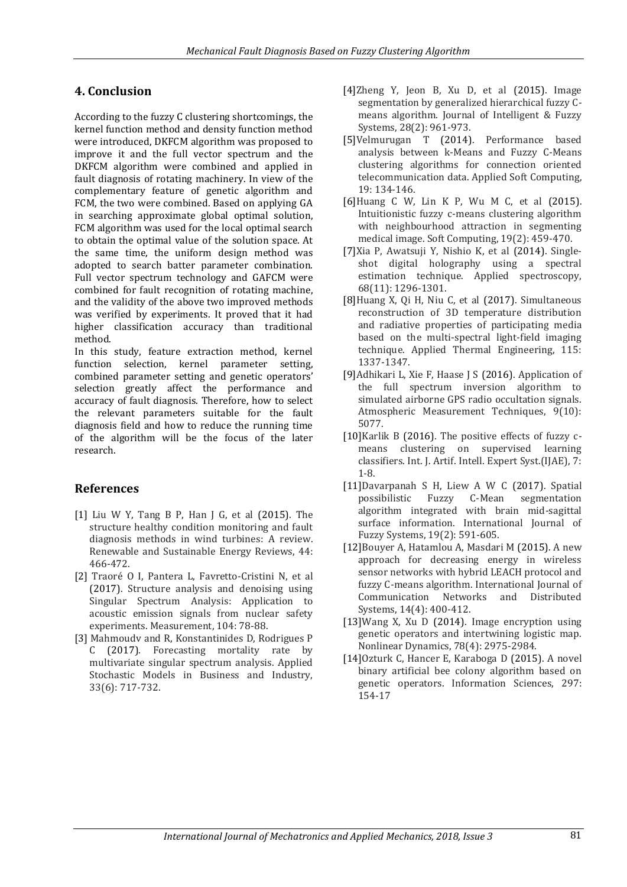## 4. Conclusion

According to the fuzzy C clustering shortcomings, the kernel function method and density function method were introduced, DKFCM algorithm was proposed to improve it and the full vector spectrum and the DKFCM algorithm were combined and applied in fault diagnosis of rotating machinery. In view of the complementary feature of genetic algorithm and FCM, the two were combined. Based on applying GA in searching approximate global optimal solution, FCM algorithm was used for the local optimal search to obtain the optimal value of the solution space. At the same time, the uniform design method was adopted to search batter parameter combination. Full vector spectrum technology and GAFCM were combined for fault recognition of rotating machine, and the validity of the above two improved methods was verified by experiments. It proved that it had higher classification accuracy than traditional method.

In this study, feature extraction method, kernel function selection, kernel parameter setting, combined parameter setting and genetic operators' selection greatly affect the performance and accuracy of fault diagnosis. Therefore, how to select the relevant parameters suitable for the fault diagnosis field and how to reduce the running time of the algorithm will be the focus of the later research.

## References

[1] Liu W Y, Tang B P, Han J G, et al (2015). The structure healthy condition monitoring and fault diagnosis methods in wind turbines: A review. Renewable and Sustainable Energy Reviews, 44: 466-472.

[2] Traoré O I, Pantera L, Favretto-Cristini N, et al (2017). Structure analysis and denoising using Singular Spectrum Analysis: Application to acoustic emission signals from nuclear safety experiments. Measurement, 104: 78-88.

[3] Mahmoudv and R, Konstantinides D, Rodrigues P C (2017). Forecasting mortality rate by multivariate singular spectrum analysis. Applied Stochastic Models in Business and Industry, 33(6): 717-732.

[4] Zheng Y, Jeon B, Xu D, et al (2015). Image segmentation by generalized hierarchical fuzzy C-means algorithm. Journal of Intelligent & Fuzzy Systems, 28(2): 961-973.

[5] Velmurugan T (2014). Performance based analysis between k-Means and Fuzzy C-Means clustering algorithms for connection oriented telecommunication data. Applied Soft Computing, 19: 134-146.

[6] Huang C W, Lin K P, Wu M C, et al (2015). Intuitionistic fuzzy c-means clustering algorithm with neighbourhood attraction in segmenting medical image. Soft Computing, 19(2): 459-470.

[7] Xia P, Awatsuji Y, Nishio K, et al (2014). Single-shot digital holography using a spectral estimation technique. Applied spectroscopy, 68(11): 1296-1301.

[8] Huang X, Qi H, Niu C, et al (2017). Simultaneous reconstruction of 3D temperature distribution and radiative properties of participating media based on the multi-spectral light-field imaging technique. Applied Thermal Engineering, 115: 1337-1347.

[9] Adhikari L, Xie F, Haase J S (2016). Application of the full spectrum inversion algorithm to simulated airborne GPS radio occultation signals. Atmospheric Measurement Techniques, 9(10): 5077.

[10] Karlik B (2016). The positive effects of fuzzy c-means clustering on supervised learning classifiers. Int. J. Artif. Intell. Expert Syst.(IJAE), 7: 1-8.

[11] Davarpanah S H, Liew A W C (2017). Spatial possibilistic Fuzzy C-Mean segmentation algorithm integrated with brain mid-sagittal surface information. International Journal of Fuzzy Systems, 19(2): 591-605.

[12] Bouyer A, Hatamlou A, Masdari M (2015). A new approach for decreasing energy in wireless sensor networks with hybrid LEACH protocol and fuzzy C-means algorithm. International Journal of Communication Networks and Distributed Systems, 14(4): 400-412.

[13] Wang X, Xu D (2014). Image encryption using genetic operators and intertwining logistic map. Nonlinear Dynamics, 78(4): 2975-2984.

[14] Ozturk C, Hancer E, Karaboga D (2015). A novel binary artificial bee colony algorithm based on genetic operators. Information Sciences, 297: 154-17